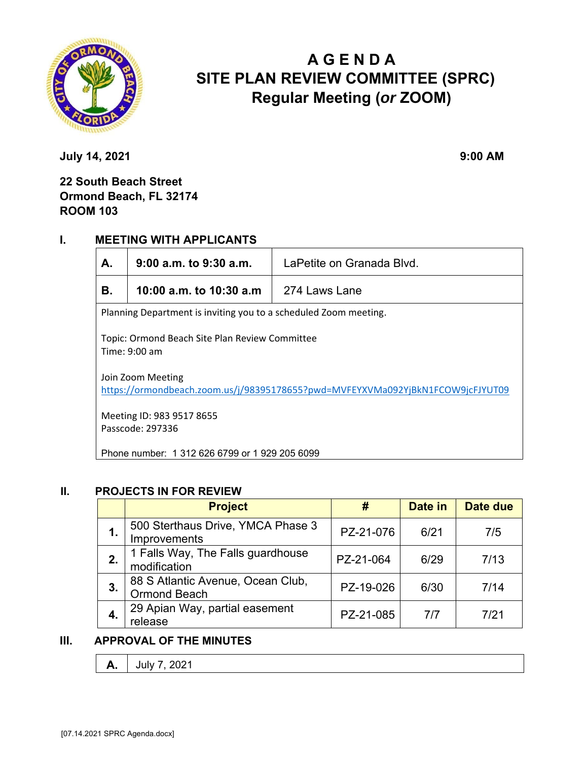# AGENDA
# SITE PLAN REVIEW COMMITTEE (SPRC)
## Regular Meeting (*or* ZOOM)

**July 14, 2021** **9:00 AM**

**22 South Beach Street**
**Ormond Beach, FL 32174**
**ROOM 103**

## I. MEETING WITH APPLICANTS

| | | |
|---|---|---|
| **A.** | **9:00 a.m. to 9:30 a.m.** | LaPetite on Granada Blvd. |
| **B.** | **10:00 a.m. to 10:30 a.m** | 274 Laws Lane |

Planning Department is inviting you to a scheduled Zoom meeting.

Topic: Ormond Beach Site Plan Review Committee
Time: 9:00 am

Join Zoom Meeting
https://ormondbeach.zoom.us/j/98395178655?pwd=MVFEYXVMa092YjBkN1FCOW9jcFJYUT09

Meeting ID: 983 9517 8655
Passcode: 297336

Phone number: 1 312 626 6799 or 1 929 205 6099

## II. PROJECTS IN FOR REVIEW

| | Project | # | Date in | Date due |
|---|---|---|---|---|
| **1.** | 500 Sterthaus Drive, YMCA Phase 3 Improvements | PZ-21-076 | 6/21 | 7/5 |
| **2.** | 1 Falls Way, The Falls guardhouse modification | PZ-21-064 | 6/29 | 7/13 |
| **3.** | 88 S Atlantic Avenue, Ocean Club, Ormond Beach | PZ-19-026 | 6/30 | 7/14 |
| **4.** | 29 Apian Way, partial easement release | PZ-21-085 | 7/7 | 7/21 |

## III. APPROVAL OF THE MINUTES

| | |
|---|---|
| **A.** | July 7, 2021 |

[07.14.2021 SPRC Agenda.docx]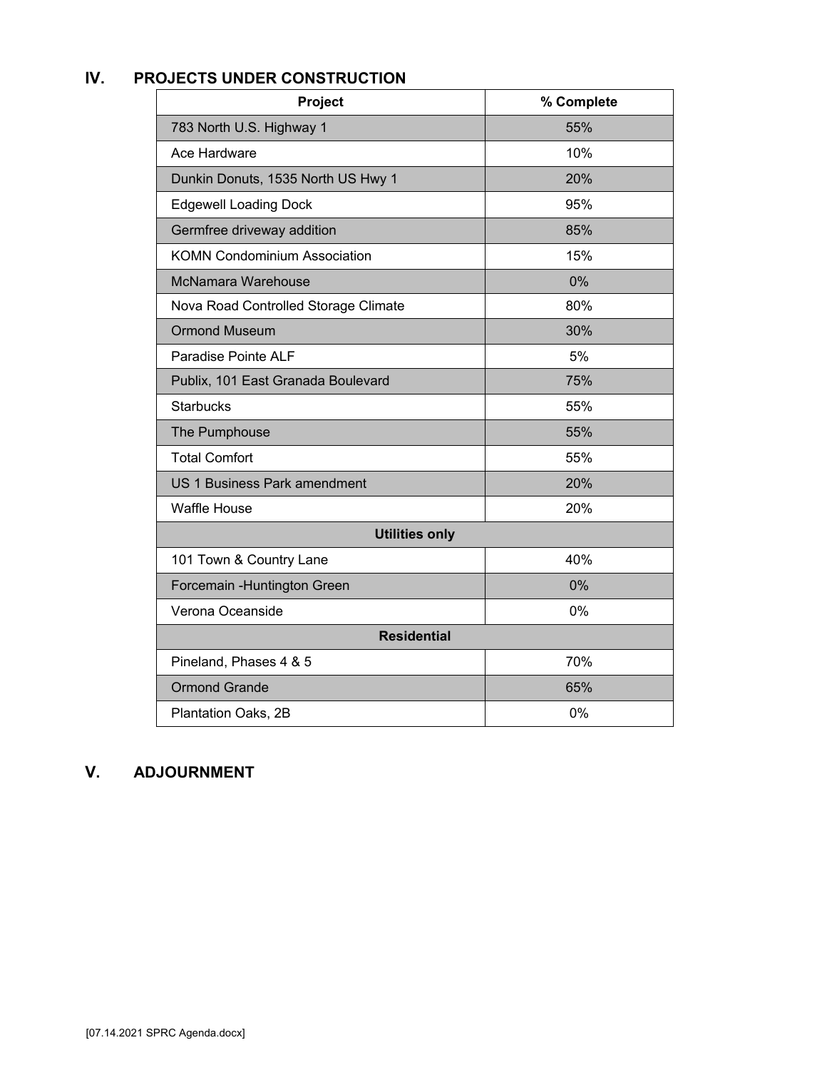## IV. PROJECTS UNDER CONSTRUCTION

| Project | % Complete |
|---|---|
| 783 North U.S. Highway 1 | 55% |
| Ace Hardware | 10% |
| Dunkin Donuts, 1535 North US Hwy 1 | 20% |
| Edgewell Loading Dock | 95% |
| Germfree driveway addition | 85% |
| KOMN Condominium Association | 15% |
| McNamara Warehouse | 0% |
| Nova Road Controlled Storage Climate | 80% |
| Ormond Museum | 30% |
| Paradise Pointe ALF | 5% |
| Publix, 101 East Granada Boulevard | 75% |
| Starbucks | 55% |
| The Pumphouse | 55% |
| Total Comfort | 55% |
| US 1 Business Park amendment | 20% |
| Waffle House | 20% |
| **Utilities only** | |
| 101 Town & Country Lane | 40% |
| Forcemain -Huntington Green | 0% |
| Verona Oceanside | 0% |
| **Residential** | |
| Pineland, Phases 4 & 5 | 70% |
| Ormond Grande | 65% |
| Plantation Oaks, 2B | 0% |

## V. ADJOURNMENT

[07.14.2021 SPRC Agenda.docx]